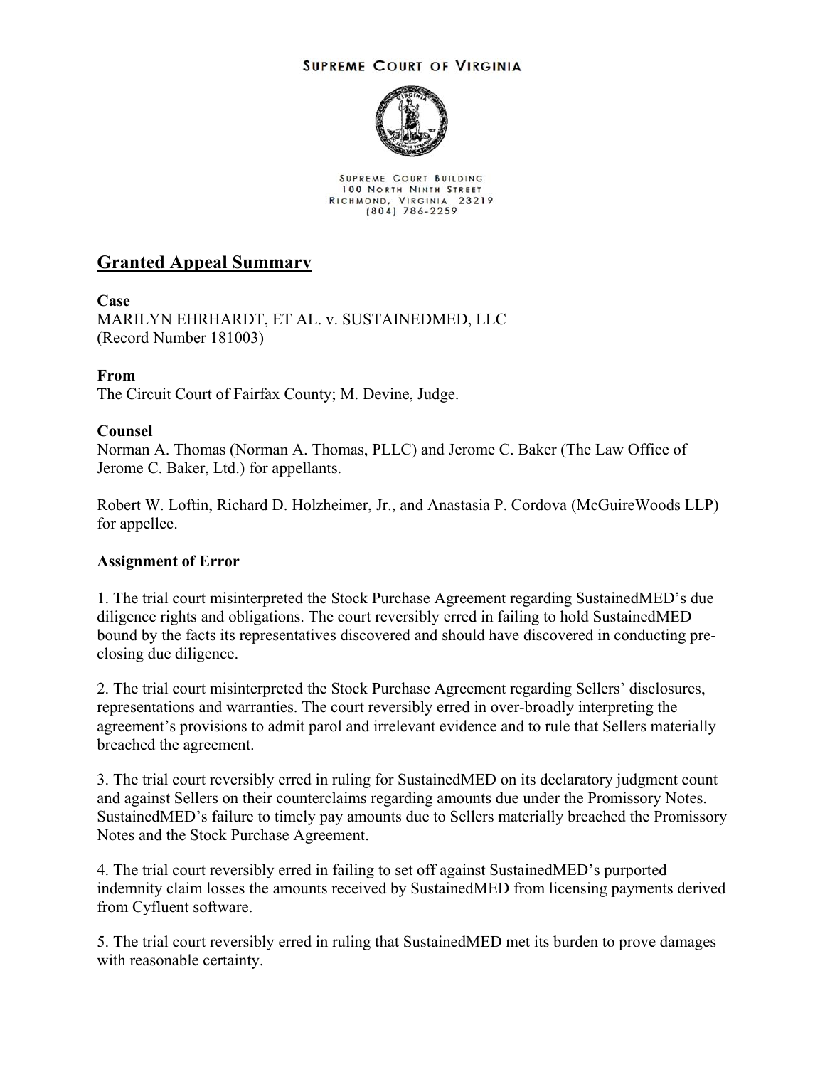SUPREME COURT OF VIRGINIA

SUPREME COURT BUILDING
100 NORTH NINTH STREET
RICHMOND, VIRGINIA 23219
(804) 786-2259

## Granted Appeal Summary

**Case**

MARILYN EHRHARDT, ET AL. v. SUSTAINEDMED, LLC
(Record Number 181003)

**From**

The Circuit Court of Fairfax County; M. Devine, Judge.

**Counsel**

Norman A. Thomas (Norman A. Thomas, PLLC) and Jerome C. Baker (The Law Office of Jerome C. Baker, Ltd.) for appellants.

Robert W. Loftin, Richard D. Holzheimer, Jr., and Anastasia P. Cordova (McGuireWoods LLP) for appellee.

**Assignment of Error**

1. The trial court misinterpreted the Stock Purchase Agreement regarding SustainedMED's due diligence rights and obligations. The court reversibly erred in failing to hold SustainedMED bound by the facts its representatives discovered and should have discovered in conducting pre-closing due diligence.

2. The trial court misinterpreted the Stock Purchase Agreement regarding Sellers' disclosures, representations and warranties. The court reversibly erred in over-broadly interpreting the agreement's provisions to admit parol and irrelevant evidence and to rule that Sellers materially breached the agreement.

3. The trial court reversibly erred in ruling for SustainedMED on its declaratory judgment count and against Sellers on their counterclaims regarding amounts due under the Promissory Notes. SustainedMED's failure to timely pay amounts due to Sellers materially breached the Promissory Notes and the Stock Purchase Agreement.

4. The trial court reversibly erred in failing to set off against SustainedMED's purported indemnity claim losses the amounts received by SustainedMED from licensing payments derived from Cyfluent software.

5. The trial court reversibly erred in ruling that SustainedMED met its burden to prove damages with reasonable certainty.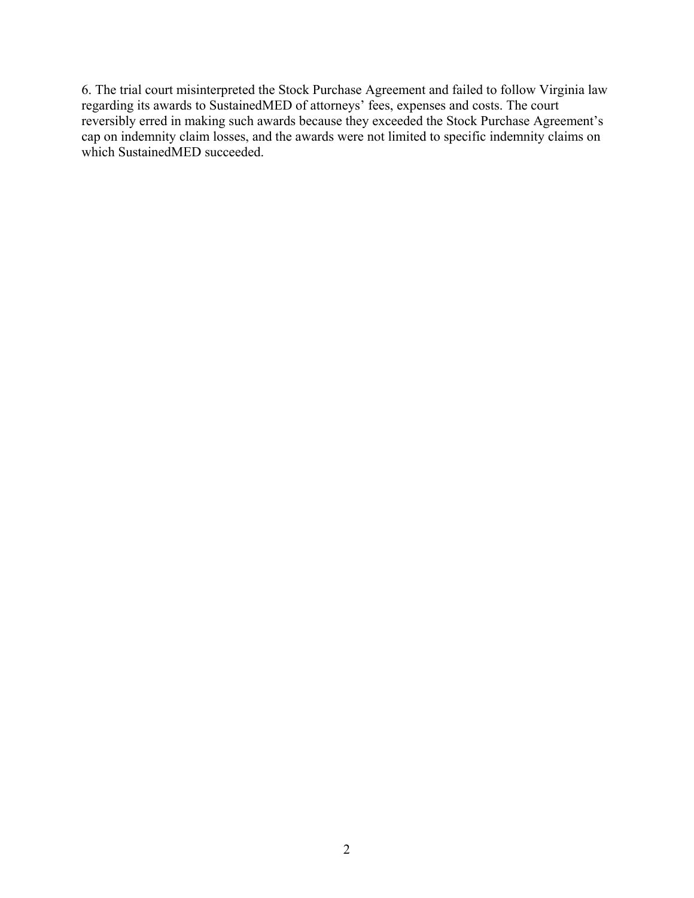6. The trial court misinterpreted the Stock Purchase Agreement and failed to follow Virginia law regarding its awards to SustainedMED of attorneys' fees, expenses and costs. The court reversibly erred in making such awards because they exceeded the Stock Purchase Agreement's cap on indemnity claim losses, and the awards were not limited to specific indemnity claims on which SustainedMED succeeded.